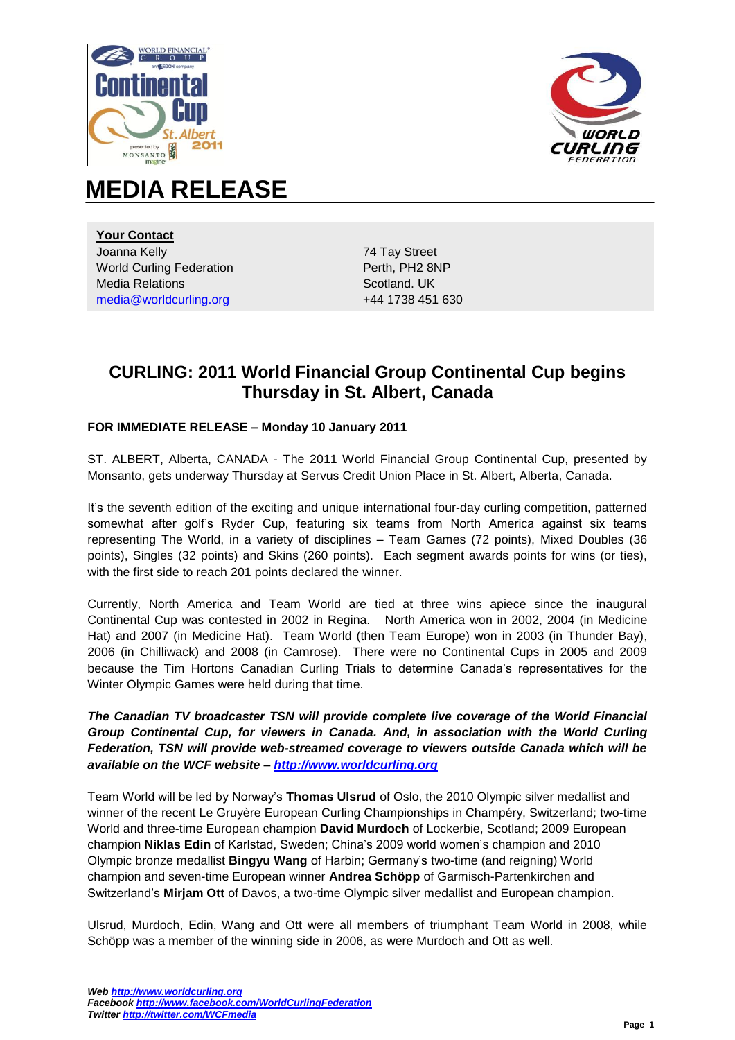# MEDIA RELEASE

**Your Contact**
Joanna Kelly
World Curling Federation
Media Relations
media@worldcurling.org

74 Tay Street
Perth, PH2 8NP
Scotland. UK
+44 1738 451 630

## CURLING: 2011 World Financial Group Continental Cup begins Thursday in St. Albert, Canada

**FOR IMMEDIATE RELEASE – Monday 10 January 2011**

ST. ALBERT, Alberta, CANADA - The 2011 World Financial Group Continental Cup, presented by Monsanto, gets underway Thursday at Servus Credit Union Place in St. Albert, Alberta, Canada.

It's the seventh edition of the exciting and unique international four-day curling competition, patterned somewhat after golf's Ryder Cup, featuring six teams from North America against six teams representing The World, in a variety of disciplines – Team Games (72 points), Mixed Doubles (36 points), Singles (32 points) and Skins (260 points). Each segment awards points for wins (or ties), with the first side to reach 201 points declared the winner.

Currently, North America and Team World are tied at three wins apiece since the inaugural Continental Cup was contested in 2002 in Regina. North America won in 2002, 2004 (in Medicine Hat) and 2007 (in Medicine Hat). Team World (then Team Europe) won in 2003 (in Thunder Bay), 2006 (in Chilliwack) and 2008 (in Camrose). There were no Continental Cups in 2005 and 2009 because the Tim Hortons Canadian Curling Trials to determine Canada's representatives for the Winter Olympic Games were held during that time.

***The Canadian TV broadcaster TSN will provide complete live coverage of the World Financial Group Continental Cup, for viewers in Canada. And, in association with the World Curling Federation, TSN will provide web-streamed coverage to viewers outside Canada which will be available on the WCF website – http://www.worldcurling.org***

Team World will be led by Norway's **Thomas Ulsrud** of Oslo, the 2010 Olympic silver medallist and winner of the recent Le Gruyère European Curling Championships in Champéry, Switzerland; two-time World and three-time European champion **David Murdoch** of Lockerbie, Scotland; 2009 European champion **Niklas Edin** of Karlstad, Sweden; China's 2009 world women's champion and 2010 Olympic bronze medallist **Bingyu Wang** of Harbin; Germany's two-time (and reigning) World champion and seven-time European winner **Andrea Schöpp** of Garmisch-Partenkirchen and Switzerland's **Mirjam Ott** of Davos, a two-time Olympic silver medallist and European champion.

Ulsrud, Murdoch, Edin, Wang and Ott were all members of triumphant Team World in 2008, while Schöpp was a member of the winning side in 2006, as were Murdoch and Ott as well.

***Web http://www.worldcurling.org***
***Facebook http://www.facebook.com/WorldCurlingFederation***
***Twitter http://twitter.com/WCFmedia***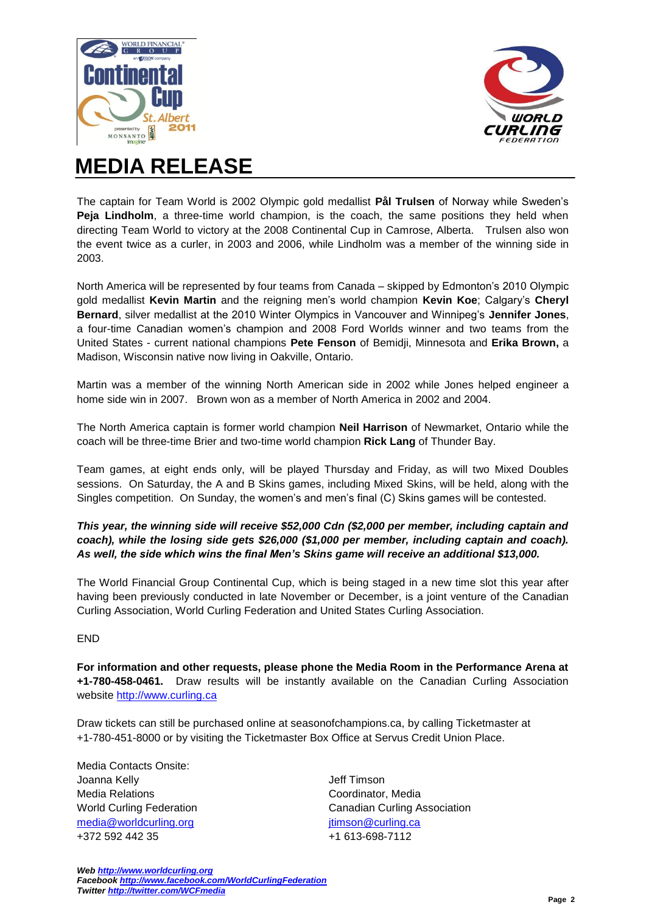# MEDIA RELEASE

The captain for Team World is 2002 Olympic gold medallist **Pål Trulsen** of Norway while Sweden's **Peja Lindholm**, a three-time world champion, is the coach, the same positions they held when directing Team World to victory at the 2008 Continental Cup in Camrose, Alberta. Trulsen also won the event twice as a curler, in 2003 and 2006, while Lindholm was a member of the winning side in 2003.

North America will be represented by four teams from Canada – skipped by Edmonton's 2010 Olympic gold medallist **Kevin Martin** and the reigning men's world champion **Kevin Koe**; Calgary's **Cheryl Bernard**, silver medallist at the 2010 Winter Olympics in Vancouver and Winnipeg's **Jennifer Jones**, a four-time Canadian women's champion and 2008 Ford Worlds winner and two teams from the United States - current national champions **Pete Fenson** of Bemidji, Minnesota and **Erika Brown,** a Madison, Wisconsin native now living in Oakville, Ontario.

Martin was a member of the winning North American side in 2002 while Jones helped engineer a home side win in 2007. Brown won as a member of North America in 2002 and 2004.

The North America captain is former world champion **Neil Harrison** of Newmarket, Ontario while the coach will be three-time Brier and two-time world champion **Rick Lang** of Thunder Bay.

Team games, at eight ends only, will be played Thursday and Friday, as will two Mixed Doubles sessions. On Saturday, the A and B Skins games, including Mixed Skins, will be held, along with the Singles competition. On Sunday, the women's and men's final (C) Skins games will be contested.

***This year, the winning side will receive $52,000 Cdn ($2,000 per member, including captain and coach), while the losing side gets $26,000 ($1,000 per member, including captain and coach). As well, the side which wins the final Men's Skins game will receive an additional $13,000.***

The World Financial Group Continental Cup, which is being staged in a new time slot this year after having been previously conducted in late November or December, is a joint venture of the Canadian Curling Association, World Curling Federation and United States Curling Association.

END

**For information and other requests, please phone the Media Room in the Performance Arena at +1-780-458-0461.** Draw results will be instantly available on the Canadian Curling Association website http://www.curling.ca

Draw tickets can still be purchased online at seasonofchampions.ca, by calling Ticketmaster at +1-780-451-8000 or by visiting the Ticketmaster Box Office at Servus Credit Union Place.

Media Contacts Onsite:

Joanna Kelly
Media Relations
World Curling Federation
media@worldcurling.org
+372 592 442 35

Jeff Timson
Coordinator, Media
Canadian Curling Association
jtimson@curling.ca
+1 613-698-7112

***Web** http://www.worldcurling.org*
***Facebook** http://www.facebook.com/WorldCurlingFederation*
***Twitter** http://twitter.com/WCFmedia*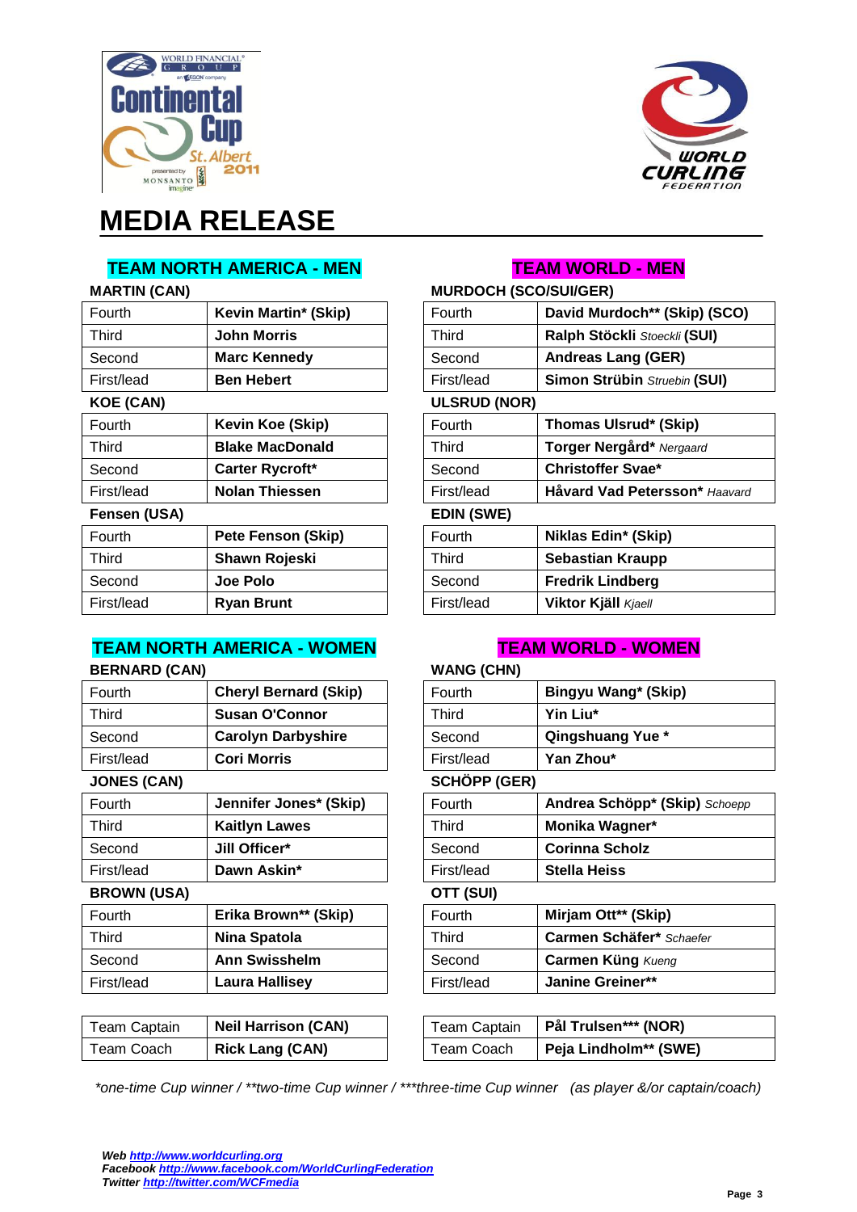# MEDIA RELEASE

## TEAM NORTH AMERICA - MEN

**MARTIN (CAN)**

| | |
|---|---|
| Fourth | **Kevin Martin* (Skip)** |
| Third | **John Morris** |
| Second | **Marc Kennedy** |
| First/lead | **Ben Hebert** |

**KOE (CAN)**

| | |
|---|---|
| Fourth | **Kevin Koe (Skip)** |
| Third | **Blake MacDonald** |
| Second | **Carter Rycroft*** |
| First/lead | **Nolan Thiessen** |

**Fensen (USA)**

| | |
|---|---|
| Fourth | **Pete Fenson (Skip)** |
| Third | **Shawn Rojeski** |
| Second | **Joe Polo** |
| First/lead | **Ryan Brunt** |

## TEAM WORLD - MEN

**MURDOCH (SCO/SUI/GER)**

| | |
|---|---|
| Fourth | **David Murdoch** (Skip) (SCO)** |
| Third | **Ralph Stöckli** *Stoeckli* **(SUI)** |
| Second | **Andreas Lang (GER)** |
| First/lead | **Simon Strübin** *Struebin* **(SUI)** |

**ULSRUD (NOR)**

| | |
|---|---|
| Fourth | **Thomas Ulsrud* (Skip)** |
| Third | **Torger Nergård*** *Nergaard* |
| Second | **Christoffer Svae*** |
| First/lead | **Håvard Vad Petersson*** *Haavard* |

**EDIN (SWE)**

| | |
|---|---|
| Fourth | **Niklas Edin* (Skip)** |
| Third | **Sebastian Kraupp** |
| Second | **Fredrik Lindberg** |
| First/lead | **Viktor Kjäll** *Kjaell* |

## TEAM NORTH AMERICA - WOMEN

**BERNARD (CAN)**

| | |
|---|---|
| Fourth | **Cheryl Bernard (Skip)** |
| Third | **Susan O'Connor** |
| Second | **Carolyn Darbyshire** |
| First/lead | **Cori Morris** |

**JONES (CAN)**

| | |
|---|---|
| Fourth | **Jennifer Jones* (Skip)** |
| Third | **Kaitlyn Lawes** |
| Second | **Jill Officer*** |
| First/lead | **Dawn Askin*** |

**BROWN (USA)**

| | |
|---|---|
| Fourth | **Erika Brown** (Skip)** |
| Third | **Nina Spatola** |
| Second | **Ann Swisshelm** |
| First/lead | **Laura Hallisey** |

## TEAM WORLD - WOMEN

**WANG (CHN)**

| | |
|---|---|
| Fourth | **Bingyu Wang* (Skip)** |
| Third | **Yin Liu*** |
| Second | **Qingshuang Yue *** |
| First/lead | **Yan Zhou*** |

**SCHÖPP (GER)**

| | |
|---|---|
| Fourth | **Andrea Schöpp* (Skip)** *Schoepp* |
| Third | **Monika Wagner*** |
| Second | **Corinna Scholz** |
| First/lead | **Stella Heiss** |

**OTT (SUI)**

| | |
|---|---|
| Fourth | **Mirjam Ott** (Skip)** |
| Third | **Carmen Schäfer*** *Schaefer* |
| Second | **Carmen Küng** *Kueng* |
| First/lead | **Janine Greiner**** |

| | |
|---|---|
| Team Captain | **Neil Harrison (CAN)** |
| Team Coach | **Rick Lang (CAN)** |

| | |
|---|---|
| Team Captain | **Pål Trulsen*** (NOR)** |
| Team Coach | **Peja Lindholm** (SWE)** |

*\*one-time Cup winner / \*\*two-time Cup winner / \*\*\*three-time Cup winner (as player &/or captain/coach)*

***Web* http://www.worldcurling.org**
***Facebook* http://www.facebook.com/WorldCurlingFederation**
***Twitter* http://twitter.com/WCFmedia**